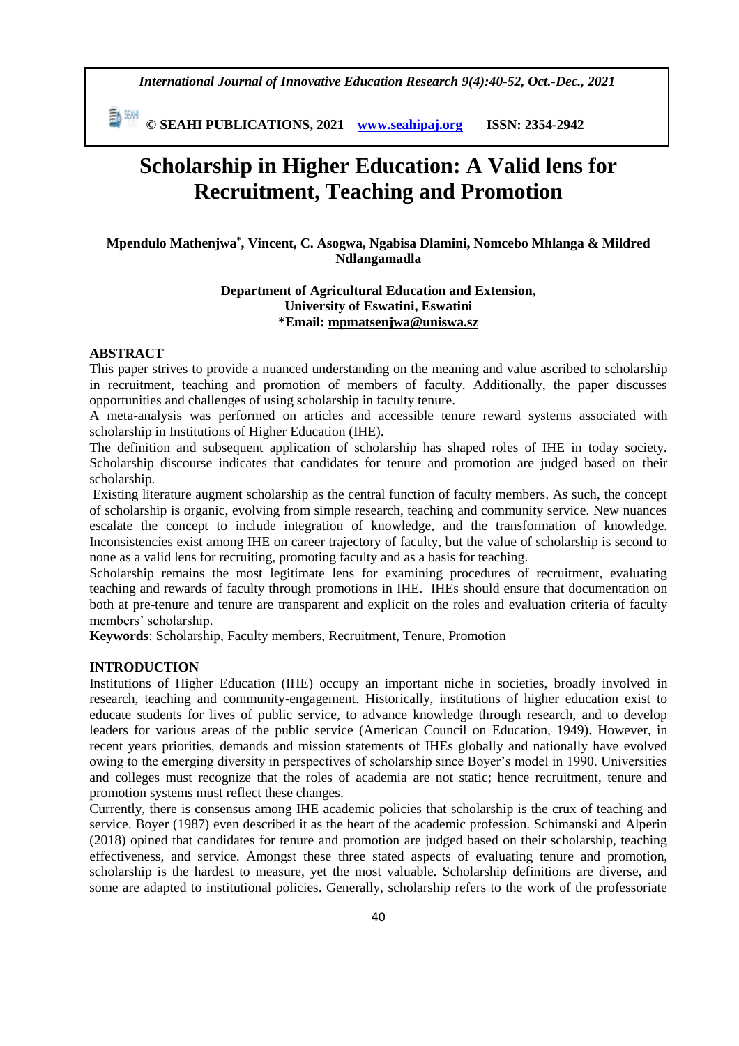# Scholarship in Higher Education: A Valid lens for Recruitment, Teaching and Promotion

**Mpendulo Mathenjwa[*], Vincent, C. Asogwa, Ngabisa Dlamini, Nomcebo Mhlanga & Mildred Ndlangamadla**

**Department of Agricultural Education and Extension,**
**University of Eswatini, Eswatini**
**\*Email: mpmatsenjwa@uniswa.sz**

## ABSTRACT

This paper strives to provide a nuanced understanding on the meaning and value ascribed to scholarship in recruitment, teaching and promotion of members of faculty. Additionally, the paper discusses opportunities and challenges of using scholarship in faculty tenure.

A meta-analysis was performed on articles and accessible tenure reward systems associated with scholarship in Institutions of Higher Education (IHE).

The definition and subsequent application of scholarship has shaped roles of IHE in today society. Scholarship discourse indicates that candidates for tenure and promotion are judged based on their scholarship.

Existing literature augment scholarship as the central function of faculty members. As such, the concept of scholarship is organic, evolving from simple research, teaching and community service. New nuances escalate the concept to include integration of knowledge, and the transformation of knowledge. Inconsistencies exist among IHE on career trajectory of faculty, but the value of scholarship is second to none as a valid lens for recruiting, promoting faculty and as a basis for teaching.

Scholarship remains the most legitimate lens for examining procedures of recruitment, evaluating teaching and rewards of faculty through promotions in IHE. IHEs should ensure that documentation on both at pre-tenure and tenure are transparent and explicit on the roles and evaluation criteria of faculty members' scholarship.

**Keywords**: Scholarship, Faculty members, Recruitment, Tenure, Promotion

## INTRODUCTION

Institutions of Higher Education (IHE) occupy an important niche in societies, broadly involved in research, teaching and community-engagement. Historically, institutions of higher education exist to educate students for lives of public service, to advance knowledge through research, and to develop leaders for various areas of the public service (American Council on Education, 1949). However, in recent years priorities, demands and mission statements of IHEs globally and nationally have evolved owing to the emerging diversity in perspectives of scholarship since Boyer's model in 1990. Universities and colleges must recognize that the roles of academia are not static; hence recruitment, tenure and promotion systems must reflect these changes.

Currently, there is consensus among IHE academic policies that scholarship is the crux of teaching and service. Boyer (1987) even described it as the heart of the academic profession. Schimanski and Alperin (2018) opined that candidates for tenure and promotion are judged based on their scholarship, teaching effectiveness, and service. Amongst these three stated aspects of evaluating tenure and promotion, scholarship is the hardest to measure, yet the most valuable. Scholarship definitions are diverse, and some are adapted to institutional policies. Generally, scholarship refers to the work of the professoriate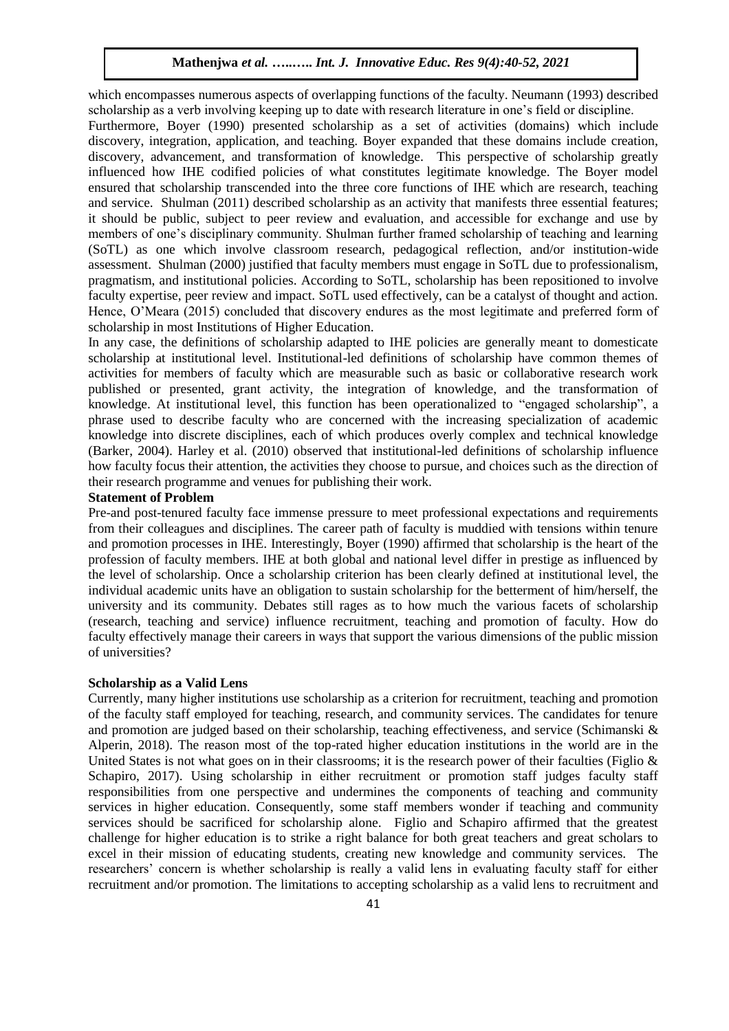which encompasses numerous aspects of overlapping functions of the faculty. Neumann (1993) described scholarship as a verb involving keeping up to date with research literature in one's field or discipline.

Furthermore, Boyer (1990) presented scholarship as a set of activities (domains) which include discovery, integration, application, and teaching. Boyer expanded that these domains include creation, discovery, advancement, and transformation of knowledge. This perspective of scholarship greatly influenced how IHE codified policies of what constitutes legitimate knowledge. The Boyer model ensured that scholarship transcended into the three core functions of IHE which are research, teaching and service. Shulman (2011) described scholarship as an activity that manifests three essential features; it should be public, subject to peer review and evaluation, and accessible for exchange and use by members of one's disciplinary community. Shulman further framed scholarship of teaching and learning (SoTL) as one which involve classroom research, pedagogical reflection, and/or institution-wide assessment. Shulman (2000) justified that faculty members must engage in SoTL due to professionalism, pragmatism, and institutional policies. According to SoTL, scholarship has been repositioned to involve faculty expertise, peer review and impact. SoTL used effectively, can be a catalyst of thought and action. Hence, O'Meara (2015) concluded that discovery endures as the most legitimate and preferred form of scholarship in most Institutions of Higher Education.

In any case, the definitions of scholarship adapted to IHE policies are generally meant to domesticate scholarship at institutional level. Institutional-led definitions of scholarship have common themes of activities for members of faculty which are measurable such as basic or collaborative research work published or presented, grant activity, the integration of knowledge, and the transformation of knowledge. At institutional level, this function has been operationalized to "engaged scholarship", a phrase used to describe faculty who are concerned with the increasing specialization of academic knowledge into discrete disciplines, each of which produces overly complex and technical knowledge (Barker, 2004). Harley et al. (2010) observed that institutional-led definitions of scholarship influence how faculty focus their attention, the activities they choose to pursue, and choices such as the direction of their research programme and venues for publishing their work.

**Statement of Problem**

Pre-and post-tenured faculty face immense pressure to meet professional expectations and requirements from their colleagues and disciplines. The career path of faculty is muddied with tensions within tenure and promotion processes in IHE. Interestingly, Boyer (1990) affirmed that scholarship is the heart of the profession of faculty members. IHE at both global and national level differ in prestige as influenced by the level of scholarship. Once a scholarship criterion has been clearly defined at institutional level, the individual academic units have an obligation to sustain scholarship for the betterment of him/herself, the university and its community. Debates still rages as to how much the various facets of scholarship (research, teaching and service) influence recruitment, teaching and promotion of faculty. How do faculty effectively manage their careers in ways that support the various dimensions of the public mission of universities?

**Scholarship as a Valid Lens**

Currently, many higher institutions use scholarship as a criterion for recruitment, teaching and promotion of the faculty staff employed for teaching, research, and community services. The candidates for tenure and promotion are judged based on their scholarship, teaching effectiveness, and service (Schimanski & Alperin, 2018). The reason most of the top-rated higher education institutions in the world are in the United States is not what goes on in their classrooms; it is the research power of their faculties (Figlio & Schapiro, 2017). Using scholarship in either recruitment or promotion staff judges faculty staff responsibilities from one perspective and undermines the components of teaching and community services in higher education. Consequently, some staff members wonder if teaching and community services should be sacrificed for scholarship alone. Figlio and Schapiro affirmed that the greatest challenge for higher education is to strike a right balance for both great teachers and great scholars to excel in their mission of educating students, creating new knowledge and community services. The researchers' concern is whether scholarship is really a valid lens in evaluating faculty staff for either recruitment and/or promotion. The limitations to accepting scholarship as a valid lens to recruitment and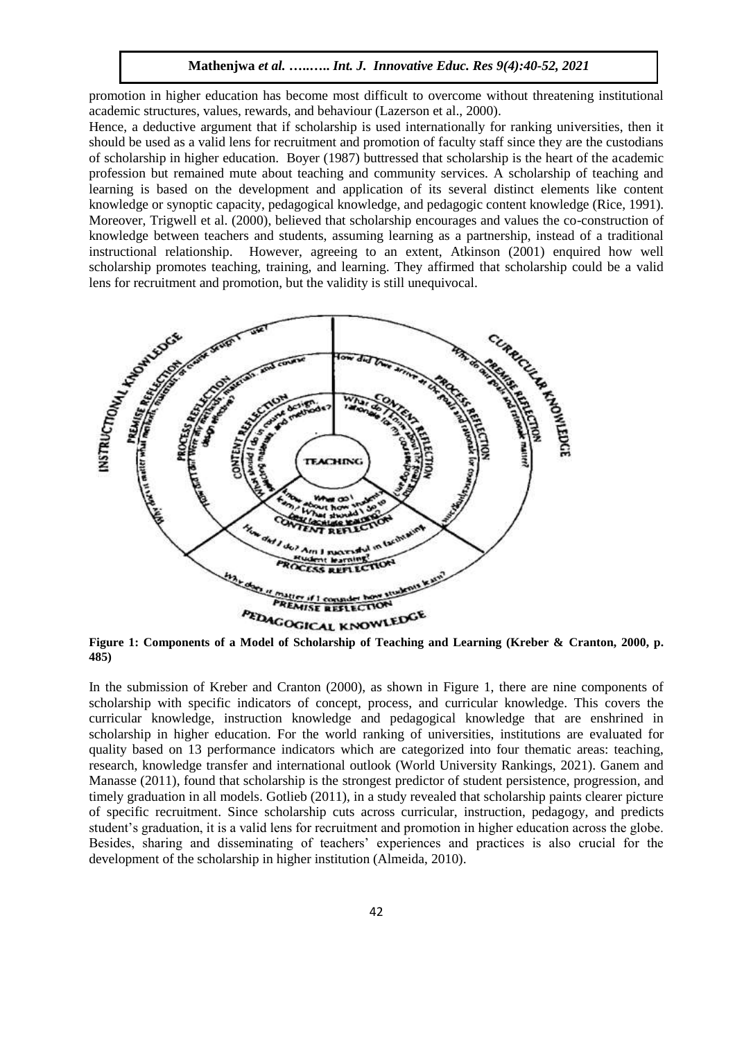promotion in higher education has become most difficult to overcome without threatening institutional academic structures, values, rewards, and behaviour (Lazerson et al., 2000).

Hence, a deductive argument that if scholarship is used internationally for ranking universities, then it should be used as a valid lens for recruitment and promotion of faculty staff since they are the custodians of scholarship in higher education. Boyer (1987) buttressed that scholarship is the heart of the academic profession but remained mute about teaching and community services. A scholarship of teaching and learning is based on the development and application of its several distinct elements like content knowledge or synoptic capacity, pedagogical knowledge, and pedagogic content knowledge (Rice, 1991). Moreover, Trigwell et al. (2000), believed that scholarship encourages and values the co-construction of knowledge between teachers and students, assuming learning as a partnership, instead of a traditional instructional relationship. However, agreeing to an extent, Atkinson (2001) enquired how well scholarship promotes teaching, training, and learning. They affirmed that scholarship could be a valid lens for recruitment and promotion, but the validity is still unequivocal.

**Figure 1: Components of a Model of Scholarship of Teaching and Learning (Kreber & Cranton, 2000, p. 485)**

In the submission of Kreber and Cranton (2000), as shown in Figure 1, there are nine components of scholarship with specific indicators of concept, process, and curricular knowledge. This covers the curricular knowledge, instruction knowledge and pedagogical knowledge that are enshrined in scholarship in higher education. For the world ranking of universities, institutions are evaluated for quality based on 13 performance indicators which are categorized into four thematic areas: teaching, research, knowledge transfer and international outlook (World University Rankings, 2021). Ganem and Manasse (2011), found that scholarship is the strongest predictor of student persistence, progression, and timely graduation in all models. Gotlieb (2011), in a study revealed that scholarship paints clearer picture of specific recruitment. Since scholarship cuts across curricular, instruction, pedagogy, and predicts student's graduation, it is a valid lens for recruitment and promotion in higher education across the globe. Besides, sharing and disseminating of teachers' experiences and practices is also crucial for the development of the scholarship in higher institution (Almeida, 2010).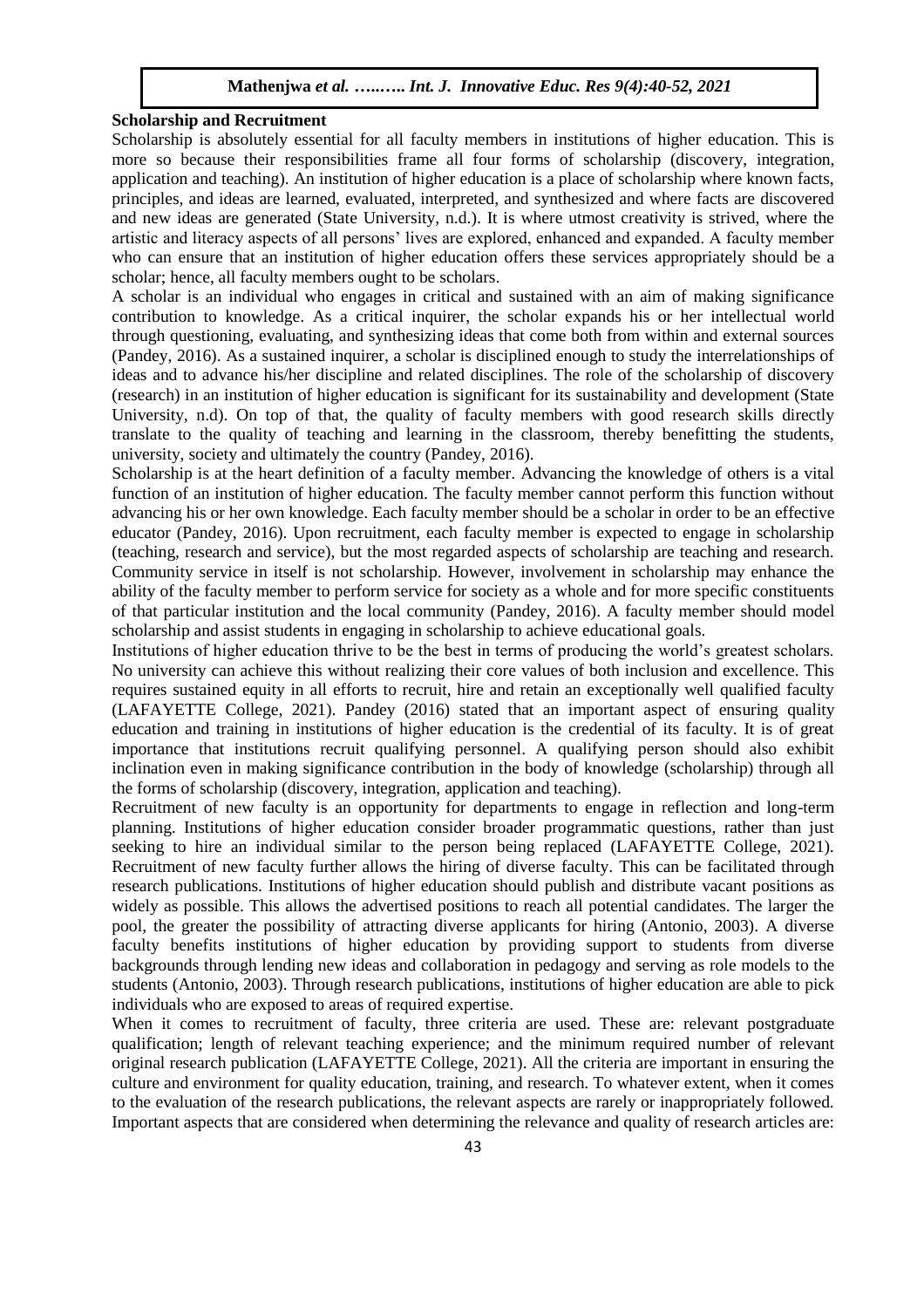**Scholarship and Recruitment**

Scholarship is absolutely essential for all faculty members in institutions of higher education. This is more so because their responsibilities frame all four forms of scholarship (discovery, integration, application and teaching). An institution of higher education is a place of scholarship where known facts, principles, and ideas are learned, evaluated, interpreted, and synthesized and where facts are discovered and new ideas are generated (State University, n.d.). It is where utmost creativity is strived, where the artistic and literacy aspects of all persons' lives are explored, enhanced and expanded. A faculty member who can ensure that an institution of higher education offers these services appropriately should be a scholar; hence, all faculty members ought to be scholars.

A scholar is an individual who engages in critical and sustained with an aim of making significance contribution to knowledge. As a critical inquirer, the scholar expands his or her intellectual world through questioning, evaluating, and synthesizing ideas that come both from within and external sources (Pandey, 2016). As a sustained inquirer, a scholar is disciplined enough to study the interrelationships of ideas and to advance his/her discipline and related disciplines. The role of the scholarship of discovery (research) in an institution of higher education is significant for its sustainability and development (State University, n.d). On top of that, the quality of faculty members with good research skills directly translate to the quality of teaching and learning in the classroom, thereby benefitting the students, university, society and ultimately the country (Pandey, 2016).

Scholarship is at the heart definition of a faculty member. Advancing the knowledge of others is a vital function of an institution of higher education. The faculty member cannot perform this function without advancing his or her own knowledge. Each faculty member should be a scholar in order to be an effective educator (Pandey, 2016). Upon recruitment, each faculty member is expected to engage in scholarship (teaching, research and service), but the most regarded aspects of scholarship are teaching and research. Community service in itself is not scholarship. However, involvement in scholarship may enhance the ability of the faculty member to perform service for society as a whole and for more specific constituents of that particular institution and the local community (Pandey, 2016). A faculty member should model scholarship and assist students in engaging in scholarship to achieve educational goals.

Institutions of higher education thrive to be the best in terms of producing the world's greatest scholars. No university can achieve this without realizing their core values of both inclusion and excellence. This requires sustained equity in all efforts to recruit, hire and retain an exceptionally well qualified faculty (LAFAYETTE College, 2021). Pandey (2016) stated that an important aspect of ensuring quality education and training in institutions of higher education is the credential of its faculty. It is of great importance that institutions recruit qualifying personnel. A qualifying person should also exhibit inclination even in making significance contribution in the body of knowledge (scholarship) through all the forms of scholarship (discovery, integration, application and teaching).

Recruitment of new faculty is an opportunity for departments to engage in reflection and long-term planning. Institutions of higher education consider broader programmatic questions, rather than just seeking to hire an individual similar to the person being replaced (LAFAYETTE College, 2021). Recruitment of new faculty further allows the hiring of diverse faculty. This can be facilitated through research publications. Institutions of higher education should publish and distribute vacant positions as widely as possible. This allows the advertised positions to reach all potential candidates. The larger the pool, the greater the possibility of attracting diverse applicants for hiring (Antonio, 2003). A diverse faculty benefits institutions of higher education by providing support to students from diverse backgrounds through lending new ideas and collaboration in pedagogy and serving as role models to the students (Antonio, 2003). Through research publications, institutions of higher education are able to pick individuals who are exposed to areas of required expertise.

When it comes to recruitment of faculty, three criteria are used. These are: relevant postgraduate qualification; length of relevant teaching experience; and the minimum required number of relevant original research publication (LAFAYETTE College, 2021). All the criteria are important in ensuring the culture and environment for quality education, training, and research. To whatever extent, when it comes to the evaluation of the research publications, the relevant aspects are rarely or inappropriately followed. Important aspects that are considered when determining the relevance and quality of research articles are: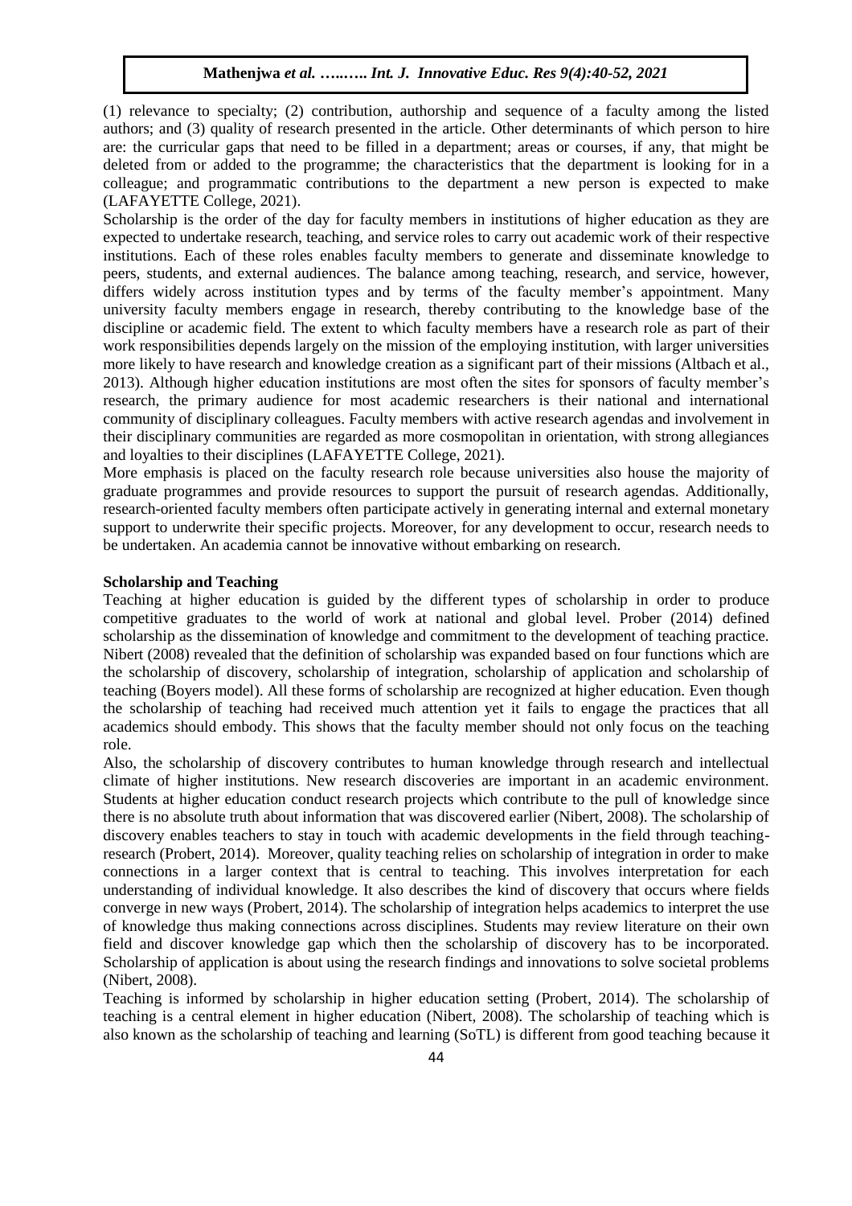(1) relevance to specialty; (2) contribution, authorship and sequence of a faculty among the listed authors; and (3) quality of research presented in the article. Other determinants of which person to hire are: the curricular gaps that need to be filled in a department; areas or courses, if any, that might be deleted from or added to the programme; the characteristics that the department is looking for in a colleague; and programmatic contributions to the department a new person is expected to make (LAFAYETTE College, 2021).

Scholarship is the order of the day for faculty members in institutions of higher education as they are expected to undertake research, teaching, and service roles to carry out academic work of their respective institutions. Each of these roles enables faculty members to generate and disseminate knowledge to peers, students, and external audiences. The balance among teaching, research, and service, however, differs widely across institution types and by terms of the faculty member's appointment. Many university faculty members engage in research, thereby contributing to the knowledge base of the discipline or academic field. The extent to which faculty members have a research role as part of their work responsibilities depends largely on the mission of the employing institution, with larger universities more likely to have research and knowledge creation as a significant part of their missions (Altbach et al., 2013). Although higher education institutions are most often the sites for sponsors of faculty member's research, the primary audience for most academic researchers is their national and international community of disciplinary colleagues. Faculty members with active research agendas and involvement in their disciplinary communities are regarded as more cosmopolitan in orientation, with strong allegiances and loyalties to their disciplines (LAFAYETTE College, 2021).

More emphasis is placed on the faculty research role because universities also house the majority of graduate programmes and provide resources to support the pursuit of research agendas. Additionally, research-oriented faculty members often participate actively in generating internal and external monetary support to underwrite their specific projects. Moreover, for any development to occur, research needs to be undertaken. An academia cannot be innovative without embarking on research.

**Scholarship and Teaching**

Teaching at higher education is guided by the different types of scholarship in order to produce competitive graduates to the world of work at national and global level. Prober (2014) defined scholarship as the dissemination of knowledge and commitment to the development of teaching practice. Nibert (2008) revealed that the definition of scholarship was expanded based on four functions which are the scholarship of discovery, scholarship of integration, scholarship of application and scholarship of teaching (Boyers model). All these forms of scholarship are recognized at higher education. Even though the scholarship of teaching had received much attention yet it fails to engage the practices that all academics should embody. This shows that the faculty member should not only focus on the teaching role.

Also, the scholarship of discovery contributes to human knowledge through research and intellectual climate of higher institutions. New research discoveries are important in an academic environment. Students at higher education conduct research projects which contribute to the pull of knowledge since there is no absolute truth about information that was discovered earlier (Nibert, 2008). The scholarship of discovery enables teachers to stay in touch with academic developments in the field through teaching-research (Probert, 2014). Moreover, quality teaching relies on scholarship of integration in order to make connections in a larger context that is central to teaching. This involves interpretation for each understanding of individual knowledge. It also describes the kind of discovery that occurs where fields converge in new ways (Probert, 2014). The scholarship of integration helps academics to interpret the use of knowledge thus making connections across disciplines. Students may review literature on their own field and discover knowledge gap which then the scholarship of discovery has to be incorporated. Scholarship of application is about using the research findings and innovations to solve societal problems (Nibert, 2008).

Teaching is informed by scholarship in higher education setting (Probert, 2014). The scholarship of teaching is a central element in higher education (Nibert, 2008). The scholarship of teaching which is also known as the scholarship of teaching and learning (SoTL) is different from good teaching because it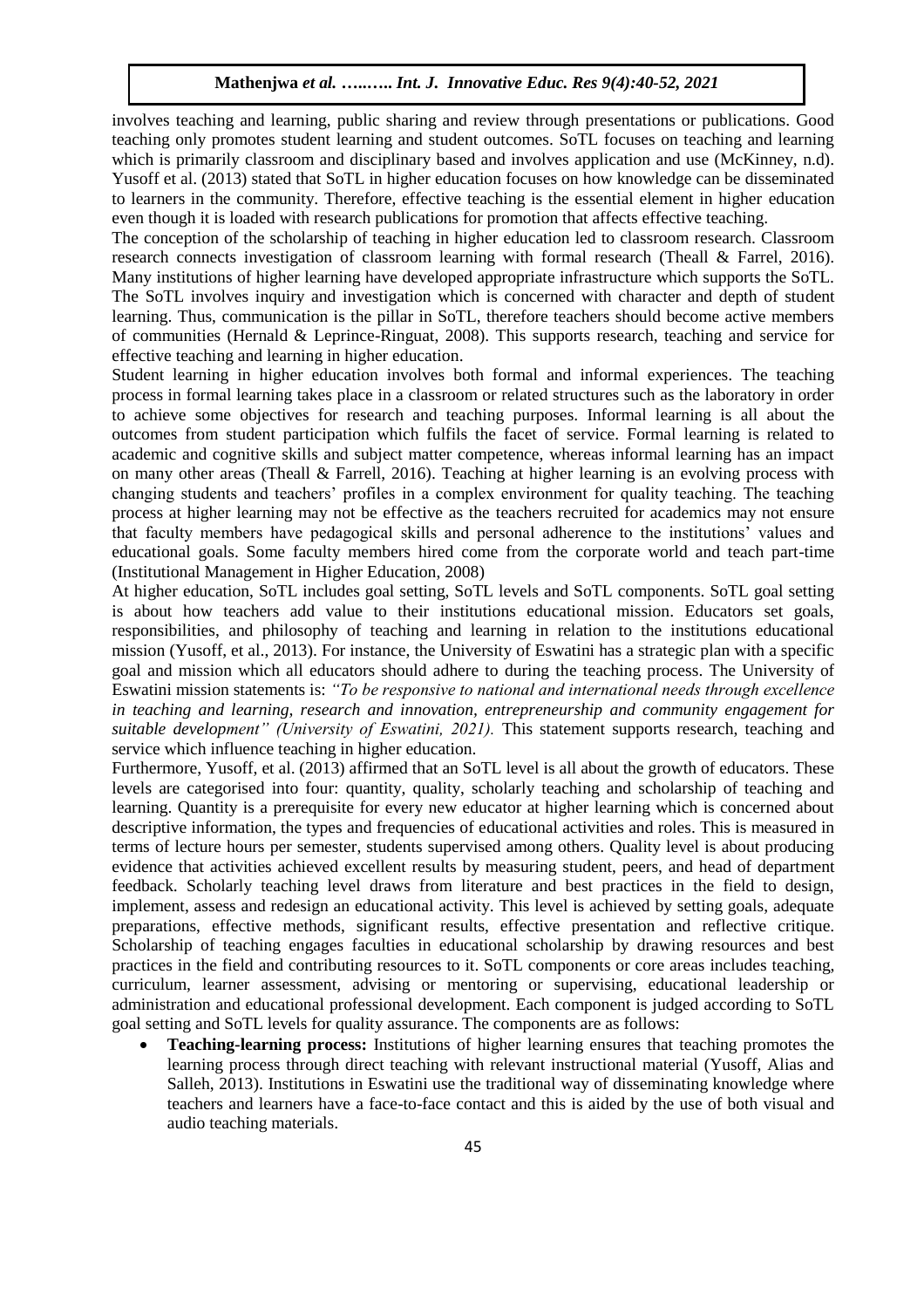involves teaching and learning, public sharing and review through presentations or publications. Good teaching only promotes student learning and student outcomes. SoTL focuses on teaching and learning which is primarily classroom and disciplinary based and involves application and use (McKinney, n.d). Yusoff et al. (2013) stated that SoTL in higher education focuses on how knowledge can be disseminated to learners in the community. Therefore, effective teaching is the essential element in higher education even though it is loaded with research publications for promotion that affects effective teaching.

The conception of the scholarship of teaching in higher education led to classroom research. Classroom research connects investigation of classroom learning with formal research (Theall & Farrel, 2016). Many institutions of higher learning have developed appropriate infrastructure which supports the SoTL. The SoTL involves inquiry and investigation which is concerned with character and depth of student learning. Thus, communication is the pillar in SoTL, therefore teachers should become active members of communities (Hernald & Leprince-Ringuat, 2008). This supports research, teaching and service for effective teaching and learning in higher education.

Student learning in higher education involves both formal and informal experiences. The teaching process in formal learning takes place in a classroom or related structures such as the laboratory in order to achieve some objectives for research and teaching purposes. Informal learning is all about the outcomes from student participation which fulfils the facet of service. Formal learning is related to academic and cognitive skills and subject matter competence, whereas informal learning has an impact on many other areas (Theall & Farrell, 2016). Teaching at higher learning is an evolving process with changing students and teachers' profiles in a complex environment for quality teaching. The teaching process at higher learning may not be effective as the teachers recruited for academics may not ensure that faculty members have pedagogical skills and personal adherence to the institutions' values and educational goals. Some faculty members hired come from the corporate world and teach part-time (Institutional Management in Higher Education, 2008)

At higher education, SoTL includes goal setting, SoTL levels and SoTL components. SoTL goal setting is about how teachers add value to their institutions educational mission. Educators set goals, responsibilities, and philosophy of teaching and learning in relation to the institutions educational mission (Yusoff, et al., 2013). For instance, the University of Eswatini has a strategic plan with a specific goal and mission which all educators should adhere to during the teaching process. The University of Eswatini mission statements is: *"To be responsive to national and international needs through excellence in teaching and learning, research and innovation, entrepreneurship and community engagement for suitable development" (University of Eswatini, 2021).* This statement supports research, teaching and service which influence teaching in higher education.

Furthermore, Yusoff, et al. (2013) affirmed that an SoTL level is all about the growth of educators. These levels are categorised into four: quantity, quality, scholarly teaching and scholarship of teaching and learning. Quantity is a prerequisite for every new educator at higher learning which is concerned about descriptive information, the types and frequencies of educational activities and roles. This is measured in terms of lecture hours per semester, students supervised among others. Quality level is about producing evidence that activities achieved excellent results by measuring student, peers, and head of department feedback. Scholarly teaching level draws from literature and best practices in the field to design, implement, assess and redesign an educational activity. This level is achieved by setting goals, adequate preparations, effective methods, significant results, effective presentation and reflective critique. Scholarship of teaching engages faculties in educational scholarship by drawing resources and best practices in the field and contributing resources to it. SoTL components or core areas includes teaching, curriculum, learner assessment, advising or mentoring or supervising, educational leadership or administration and educational professional development. Each component is judged according to SoTL goal setting and SoTL levels for quality assurance. The components are as follows:

- **Teaching-learning process:** Institutions of higher learning ensures that teaching promotes the learning process through direct teaching with relevant instructional material (Yusoff, Alias and Salleh, 2013). Institutions in Eswatini use the traditional way of disseminating knowledge where teachers and learners have a face-to-face contact and this is aided by the use of both visual and audio teaching materials.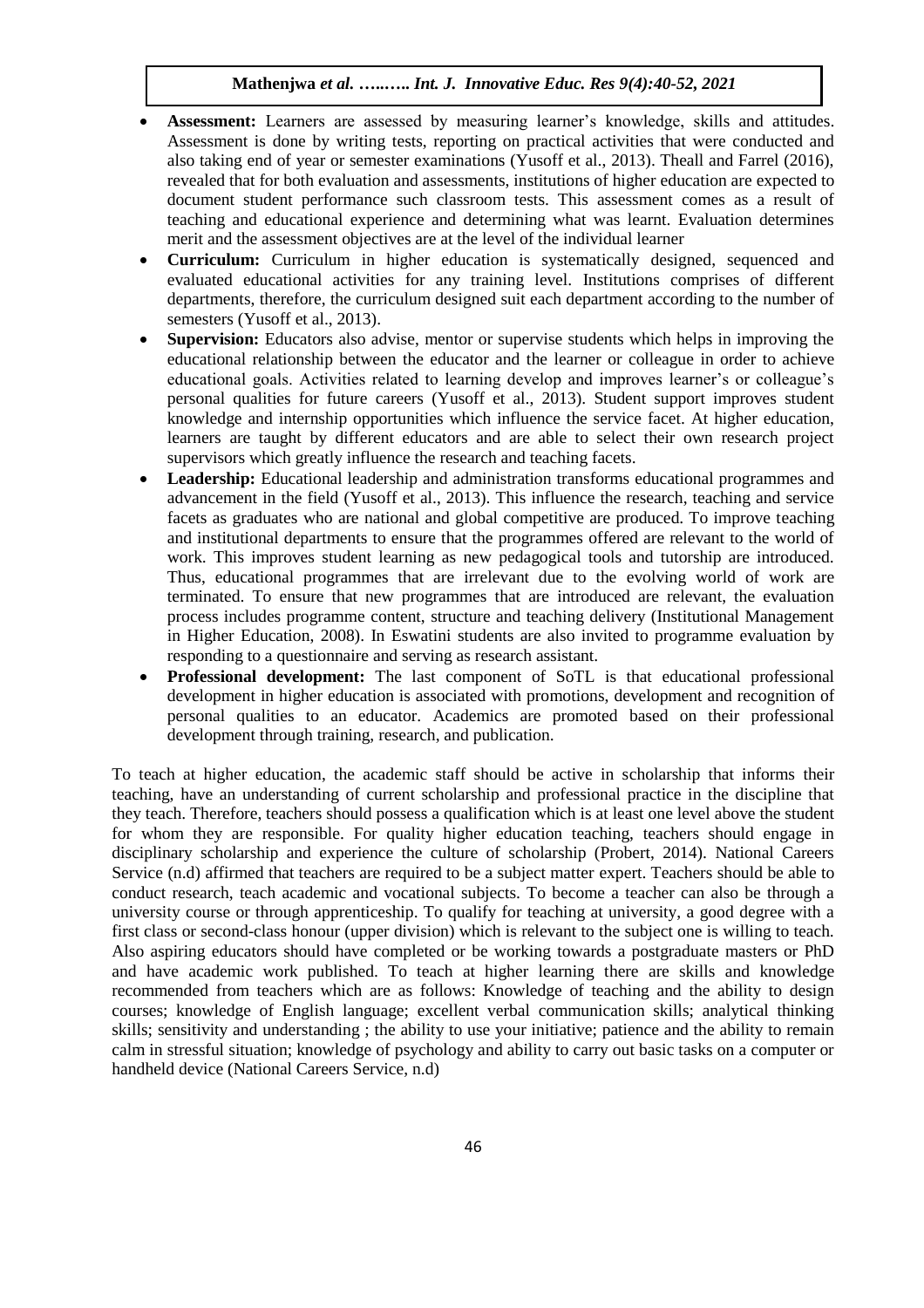- **Assessment:** Learners are assessed by measuring learner's knowledge, skills and attitudes. Assessment is done by writing tests, reporting on practical activities that were conducted and also taking end of year or semester examinations (Yusoff et al., 2013). Theall and Farrel (2016), revealed that for both evaluation and assessments, institutions of higher education are expected to document student performance such classroom tests. This assessment comes as a result of teaching and educational experience and determining what was learnt. Evaluation determines merit and the assessment objectives are at the level of the individual learner
- **Curriculum:** Curriculum in higher education is systematically designed, sequenced and evaluated educational activities for any training level. Institutions comprises of different departments, therefore, the curriculum designed suit each department according to the number of semesters (Yusoff et al., 2013).
- **Supervision:** Educators also advise, mentor or supervise students which helps in improving the educational relationship between the educator and the learner or colleague in order to achieve educational goals. Activities related to learning develop and improves learner's or colleague's personal qualities for future careers (Yusoff et al., 2013). Student support improves student knowledge and internship opportunities which influence the service facet. At higher education, learners are taught by different educators and are able to select their own research project supervisors which greatly influence the research and teaching facets.
- **Leadership:** Educational leadership and administration transforms educational programmes and advancement in the field (Yusoff et al., 2013). This influence the research, teaching and service facets as graduates who are national and global competitive are produced. To improve teaching and institutional departments to ensure that the programmes offered are relevant to the world of work. This improves student learning as new pedagogical tools and tutorship are introduced. Thus, educational programmes that are irrelevant due to the evolving world of work are terminated. To ensure that new programmes that are introduced are relevant, the evaluation process includes programme content, structure and teaching delivery (Institutional Management in Higher Education, 2008). In Eswatini students are also invited to programme evaluation by responding to a questionnaire and serving as research assistant.
- **Professional development:** The last component of SoTL is that educational professional development in higher education is associated with promotions, development and recognition of personal qualities to an educator. Academics are promoted based on their professional development through training, research, and publication.

To teach at higher education, the academic staff should be active in scholarship that informs their teaching, have an understanding of current scholarship and professional practice in the discipline that they teach. Therefore, teachers should possess a qualification which is at least one level above the student for whom they are responsible. For quality higher education teaching, teachers should engage in disciplinary scholarship and experience the culture of scholarship (Probert, 2014). National Careers Service (n.d) affirmed that teachers are required to be a subject matter expert. Teachers should be able to conduct research, teach academic and vocational subjects. To become a teacher can also be through a university course or through apprenticeship. To qualify for teaching at university, a good degree with a first class or second-class honour (upper division) which is relevant to the subject one is willing to teach. Also aspiring educators should have completed or be working towards a postgraduate masters or PhD and have academic work published. To teach at higher learning there are skills and knowledge recommended from teachers which are as follows: Knowledge of teaching and the ability to design courses; knowledge of English language; excellent verbal communication skills; analytical thinking skills; sensitivity and understanding ; the ability to use your initiative; patience and the ability to remain calm in stressful situation; knowledge of psychology and ability to carry out basic tasks on a computer or handheld device (National Careers Service, n.d)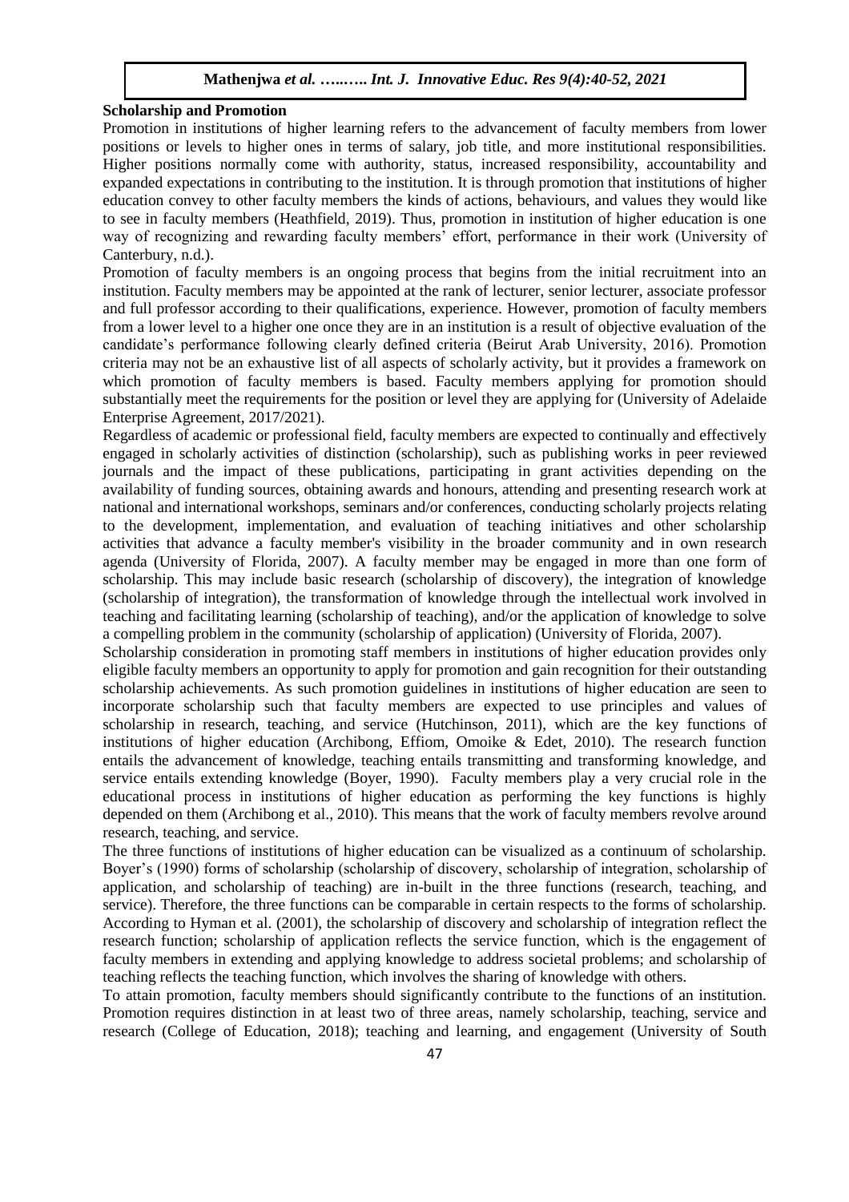**Scholarship and Promotion**

Promotion in institutions of higher learning refers to the advancement of faculty members from lower positions or levels to higher ones in terms of salary, job title, and more institutional responsibilities. Higher positions normally come with authority, status, increased responsibility, accountability and expanded expectations in contributing to the institution. It is through promotion that institutions of higher education convey to other faculty members the kinds of actions, behaviours, and values they would like to see in faculty members (Heathfield, 2019). Thus, promotion in institution of higher education is one way of recognizing and rewarding faculty members' effort, performance in their work (University of Canterbury, n.d.).

Promotion of faculty members is an ongoing process that begins from the initial recruitment into an institution. Faculty members may be appointed at the rank of lecturer, senior lecturer, associate professor and full professor according to their qualifications, experience. However, promotion of faculty members from a lower level to a higher one once they are in an institution is a result of objective evaluation of the candidate's performance following clearly defined criteria (Beirut Arab University, 2016). Promotion criteria may not be an exhaustive list of all aspects of scholarly activity, but it provides a framework on which promotion of faculty members is based. Faculty members applying for promotion should substantially meet the requirements for the position or level they are applying for (University of Adelaide Enterprise Agreement, 2017/2021).

Regardless of academic or professional field, faculty members are expected to continually and effectively engaged in scholarly activities of distinction (scholarship), such as publishing works in peer reviewed journals and the impact of these publications, participating in grant activities depending on the availability of funding sources, obtaining awards and honours, attending and presenting research work at national and international workshops, seminars and/or conferences, conducting scholarly projects relating to the development, implementation, and evaluation of teaching initiatives and other scholarship activities that advance a faculty member's visibility in the broader community and in own research agenda (University of Florida, 2007). A faculty member may be engaged in more than one form of scholarship. This may include basic research (scholarship of discovery), the integration of knowledge (scholarship of integration), the transformation of knowledge through the intellectual work involved in teaching and facilitating learning (scholarship of teaching), and/or the application of knowledge to solve a compelling problem in the community (scholarship of application) (University of Florida, 2007).

Scholarship consideration in promoting staff members in institutions of higher education provides only eligible faculty members an opportunity to apply for promotion and gain recognition for their outstanding scholarship achievements. As such promotion guidelines in institutions of higher education are seen to incorporate scholarship such that faculty members are expected to use principles and values of scholarship in research, teaching, and service (Hutchinson, 2011), which are the key functions of institutions of higher education (Archibong, Effiom, Omoike & Edet, 2010). The research function entails the advancement of knowledge, teaching entails transmitting and transforming knowledge, and service entails extending knowledge (Boyer, 1990). Faculty members play a very crucial role in the educational process in institutions of higher education as performing the key functions is highly depended on them (Archibong et al., 2010). This means that the work of faculty members revolve around research, teaching, and service.

The three functions of institutions of higher education can be visualized as a continuum of scholarship. Boyer's (1990) forms of scholarship (scholarship of discovery, scholarship of integration, scholarship of application, and scholarship of teaching) are in-built in the three functions (research, teaching, and service). Therefore, the three functions can be comparable in certain respects to the forms of scholarship. According to Hyman et al. (2001), the scholarship of discovery and scholarship of integration reflect the research function; scholarship of application reflects the service function, which is the engagement of faculty members in extending and applying knowledge to address societal problems; and scholarship of teaching reflects the teaching function, which involves the sharing of knowledge with others.

To attain promotion, faculty members should significantly contribute to the functions of an institution. Promotion requires distinction in at least two of three areas, namely scholarship, teaching, service and research (College of Education, 2018); teaching and learning, and engagement (University of South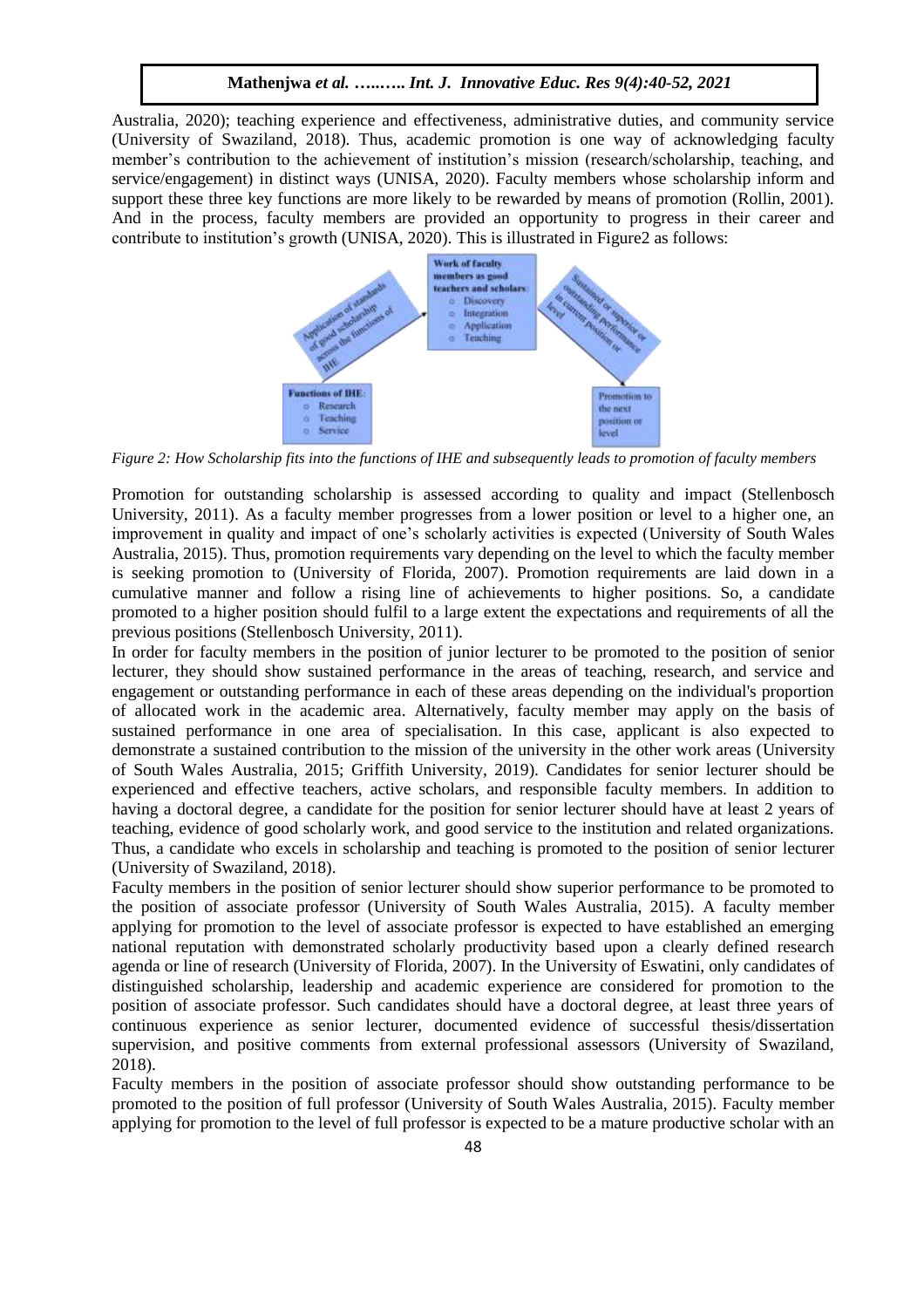Australia, 2020); teaching experience and effectiveness, administrative duties, and community service (University of Swaziland, 2018). Thus, academic promotion is one way of acknowledging faculty member's contribution to the achievement of institution's mission (research/scholarship, teaching, and service/engagement) in distinct ways (UNISA, 2020). Faculty members whose scholarship inform and support these three key functions are more likely to be rewarded by means of promotion (Rollin, 2001). And in the process, faculty members are provided an opportunity to progress in their career and contribute to institution's growth (UNISA, 2020). This is illustrated in Figure2 as follows:

*Figure 2: How Scholarship fits into the functions of IHE and subsequently leads to promotion of faculty members*

Promotion for outstanding scholarship is assessed according to quality and impact (Stellenbosch University, 2011). As a faculty member progresses from a lower position or level to a higher one, an improvement in quality and impact of one's scholarly activities is expected (University of South Wales Australia, 2015). Thus, promotion requirements vary depending on the level to which the faculty member is seeking promotion to (University of Florida, 2007). Promotion requirements are laid down in a cumulative manner and follow a rising line of achievements to higher positions. So, a candidate promoted to a higher position should fulfil to a large extent the expectations and requirements of all the previous positions (Stellenbosch University, 2011).

In order for faculty members in the position of junior lecturer to be promoted to the position of senior lecturer, they should show sustained performance in the areas of teaching, research, and service and engagement or outstanding performance in each of these areas depending on the individual's proportion of allocated work in the academic area. Alternatively, faculty member may apply on the basis of sustained performance in one area of specialisation. In this case, applicant is also expected to demonstrate a sustained contribution to the mission of the university in the other work areas (University of South Wales Australia, 2015; Griffith University, 2019). Candidates for senior lecturer should be experienced and effective teachers, active scholars, and responsible faculty members. In addition to having a doctoral degree, a candidate for the position for senior lecturer should have at least 2 years of teaching, evidence of good scholarly work, and good service to the institution and related organizations. Thus, a candidate who excels in scholarship and teaching is promoted to the position of senior lecturer (University of Swaziland, 2018).

Faculty members in the position of senior lecturer should show superior performance to be promoted to the position of associate professor (University of South Wales Australia, 2015). A faculty member applying for promotion to the level of associate professor is expected to have established an emerging national reputation with demonstrated scholarly productivity based upon a clearly defined research agenda or line of research (University of Florida, 2007). In the University of Eswatini, only candidates of distinguished scholarship, leadership and academic experience are considered for promotion to the position of associate professor. Such candidates should have a doctoral degree, at least three years of continuous experience as senior lecturer, documented evidence of successful thesis/dissertation supervision, and positive comments from external professional assessors (University of Swaziland, 2018).

Faculty members in the position of associate professor should show outstanding performance to be promoted to the position of full professor (University of South Wales Australia, 2015). Faculty member applying for promotion to the level of full professor is expected to be a mature productive scholar with an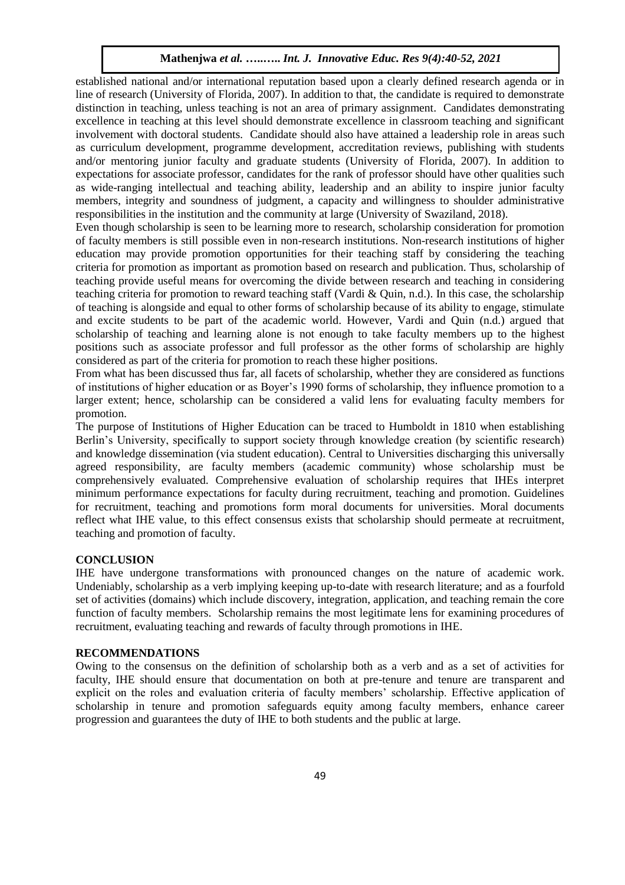established national and/or international reputation based upon a clearly defined research agenda or in line of research (University of Florida, 2007). In addition to that, the candidate is required to demonstrate distinction in teaching, unless teaching is not an area of primary assignment. Candidates demonstrating excellence in teaching at this level should demonstrate excellence in classroom teaching and significant involvement with doctoral students. Candidate should also have attained a leadership role in areas such as curriculum development, programme development, accreditation reviews, publishing with students and/or mentoring junior faculty and graduate students (University of Florida, 2007). In addition to expectations for associate professor, candidates for the rank of professor should have other qualities such as wide-ranging intellectual and teaching ability, leadership and an ability to inspire junior faculty members, integrity and soundness of judgment, a capacity and willingness to shoulder administrative responsibilities in the institution and the community at large (University of Swaziland, 2018).

Even though scholarship is seen to be learning more to research, scholarship consideration for promotion of faculty members is still possible even in non-research institutions. Non-research institutions of higher education may provide promotion opportunities for their teaching staff by considering the teaching criteria for promotion as important as promotion based on research and publication. Thus, scholarship of teaching provide useful means for overcoming the divide between research and teaching in considering teaching criteria for promotion to reward teaching staff (Vardi & Quin, n.d.). In this case, the scholarship of teaching is alongside and equal to other forms of scholarship because of its ability to engage, stimulate and excite students to be part of the academic world. However, Vardi and Quin (n.d.) argued that scholarship of teaching and learning alone is not enough to take faculty members up to the highest positions such as associate professor and full professor as the other forms of scholarship are highly considered as part of the criteria for promotion to reach these higher positions.

From what has been discussed thus far, all facets of scholarship, whether they are considered as functions of institutions of higher education or as Boyer's 1990 forms of scholarship, they influence promotion to a larger extent; hence, scholarship can be considered a valid lens for evaluating faculty members for promotion.

The purpose of Institutions of Higher Education can be traced to Humboldt in 1810 when establishing Berlin's University, specifically to support society through knowledge creation (by scientific research) and knowledge dissemination (via student education). Central to Universities discharging this universally agreed responsibility, are faculty members (academic community) whose scholarship must be comprehensively evaluated. Comprehensive evaluation of scholarship requires that IHEs interpret minimum performance expectations for faculty during recruitment, teaching and promotion. Guidelines for recruitment, teaching and promotions form moral documents for universities. Moral documents reflect what IHE value, to this effect consensus exists that scholarship should permeate at recruitment, teaching and promotion of faculty.

## CONCLUSION

IHE have undergone transformations with pronounced changes on the nature of academic work. Undeniably, scholarship as a verb implying keeping up-to-date with research literature; and as a fourfold set of activities (domains) which include discovery, integration, application, and teaching remain the core function of faculty members. Scholarship remains the most legitimate lens for examining procedures of recruitment, evaluating teaching and rewards of faculty through promotions in IHE.

## RECOMMENDATIONS

Owing to the consensus on the definition of scholarship both as a verb and as a set of activities for faculty, IHE should ensure that documentation on both at pre-tenure and tenure are transparent and explicit on the roles and evaluation criteria of faculty members' scholarship. Effective application of scholarship in tenure and promotion safeguards equity among faculty members, enhance career progression and guarantees the duty of IHE to both students and the public at large.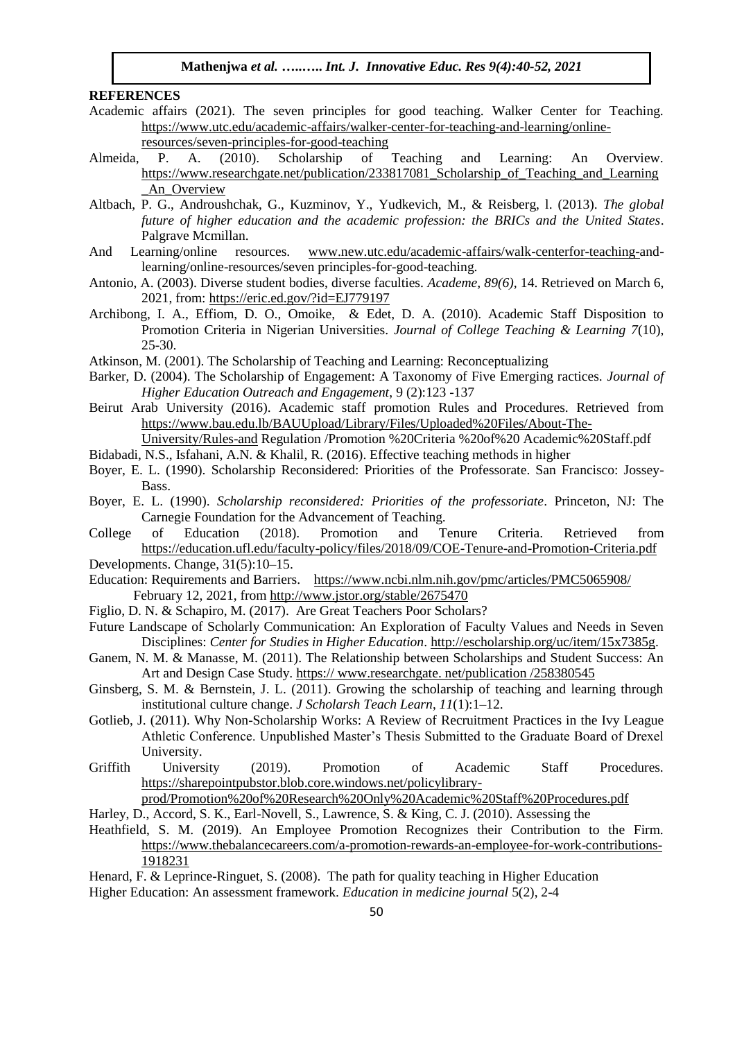## REFERENCES

Academic affairs (2021). The seven principles for good teaching. Walker Center for Teaching. https://www.utc.edu/academic-affairs/walker-center-for-teaching-and-learning/online-resources/seven-principles-for-good-teaching

Almeida, P. A. (2010). Scholarship of Teaching and Learning: An Overview. https://www.researchgate.net/publication/233817081_Scholarship_of_Teaching_and_Learning_An_Overview

Altbach, P. G., Androushchak, G., Kuzminov, Y., Yudkevich, M., & Reisberg, l. (2013). *The global future of higher education and the academic profession: the BRICs and the United States*. Palgrave Mcmillan.

And Learning/online resources. www.new.utc.edu/academic-affairs/walk-centerfor-teaching-and-learning/online-resources/seven principles-for-good-teaching.

Antonio, A. (2003). Diverse student bodies, diverse faculties. *Academe, 89(6)*, 14. Retrieved on March 6, 2021, from: https://eric.ed.gov/?id=EJ779197

Archibong, I. A., Effiom, D. O., Omoike, & Edet, D. A. (2010). Academic Staff Disposition to Promotion Criteria in Nigerian Universities. *Journal of College Teaching & Learning 7*(10), 25-30.

Atkinson, M. (2001). The Scholarship of Teaching and Learning: Reconceptualizing

Barker, D. (2004). The Scholarship of Engagement: A Taxonomy of Five Emerging ractices. *Journal of Higher Education Outreach and Engagement*, 9 (2):123 -137

Beirut Arab University (2016). Academic staff promotion Rules and Procedures. Retrieved from https://www.bau.edu.lb/BAUUpload/Library/Files/Uploaded%20Files/About-The-University/Rules-and Regulation /Promotion %20Criteria %20of%20 Academic%20Staff.pdf

Bidabadi, N.S., Isfahani, A.N. & Khalil, R. (2016). Effective teaching methods in higher

Boyer, E. L. (1990). Scholarship Reconsidered: Priorities of the Professorate. San Francisco: Jossey-Bass.

Boyer, E. L. (1990). *Scholarship reconsidered: Priorities of the professoriate*. Princeton, NJ: The Carnegie Foundation for the Advancement of Teaching.

College of Education (2018). Promotion and Tenure Criteria. Retrieved from https://education.ufl.edu/faculty-policy/files/2018/09/COE-Tenure-and-Promotion-Criteria.pdf

Developments. Change, 31(5):10–15.

Education: Requirements and Barriers. https://www.ncbi.nlm.nih.gov/pmc/articles/PMC5065908/ February 12, 2021, from http://www.jstor.org/stable/2675470

Figlio, D. N. & Schapiro, M. (2017). Are Great Teachers Poor Scholars?

Future Landscape of Scholarly Communication: An Exploration of Faculty Values and Needs in Seven Disciplines: *Center for Studies in Higher Education*. http://escholarship.org/uc/item/15x7385g.

Ganem, N. M. & Manasse, M. (2011). The Relationship between Scholarships and Student Success: An Art and Design Case Study. https:// www.researchgate. net/publication /258380545

Ginsberg, S. M. & Bernstein, J. L. (2011). Growing the scholarship of teaching and learning through institutional culture change. *J Scholarsh Teach Learn*, *11*(1):1–12.

Gotlieb, J. (2011). Why Non-Scholarship Works: A Review of Recruitment Practices in the Ivy League Athletic Conference. Unpublished Master's Thesis Submitted to the Graduate Board of Drexel University.

Griffith University (2019). Promotion of Academic Staff Procedures. https://sharepointpubstor.blob.core.windows.net/policylibrary-prod/Promotion%20of%20Research%20Only%20Academic%20Staff%20Procedures.pdf

Harley, D., Accord, S. K., Earl-Novell, S., Lawrence, S. & King, C. J. (2010). Assessing the

Heathfield, S. M. (2019). An Employee Promotion Recognizes their Contribution to the Firm. https://www.thebalancecareers.com/a-promotion-rewards-an-employee-for-work-contributions-1918231

Henard, F. & Leprince-Ringuet, S. (2008). The path for quality teaching in Higher Education

Higher Education: An assessment framework. *Education in medicine journal* 5(2), 2-4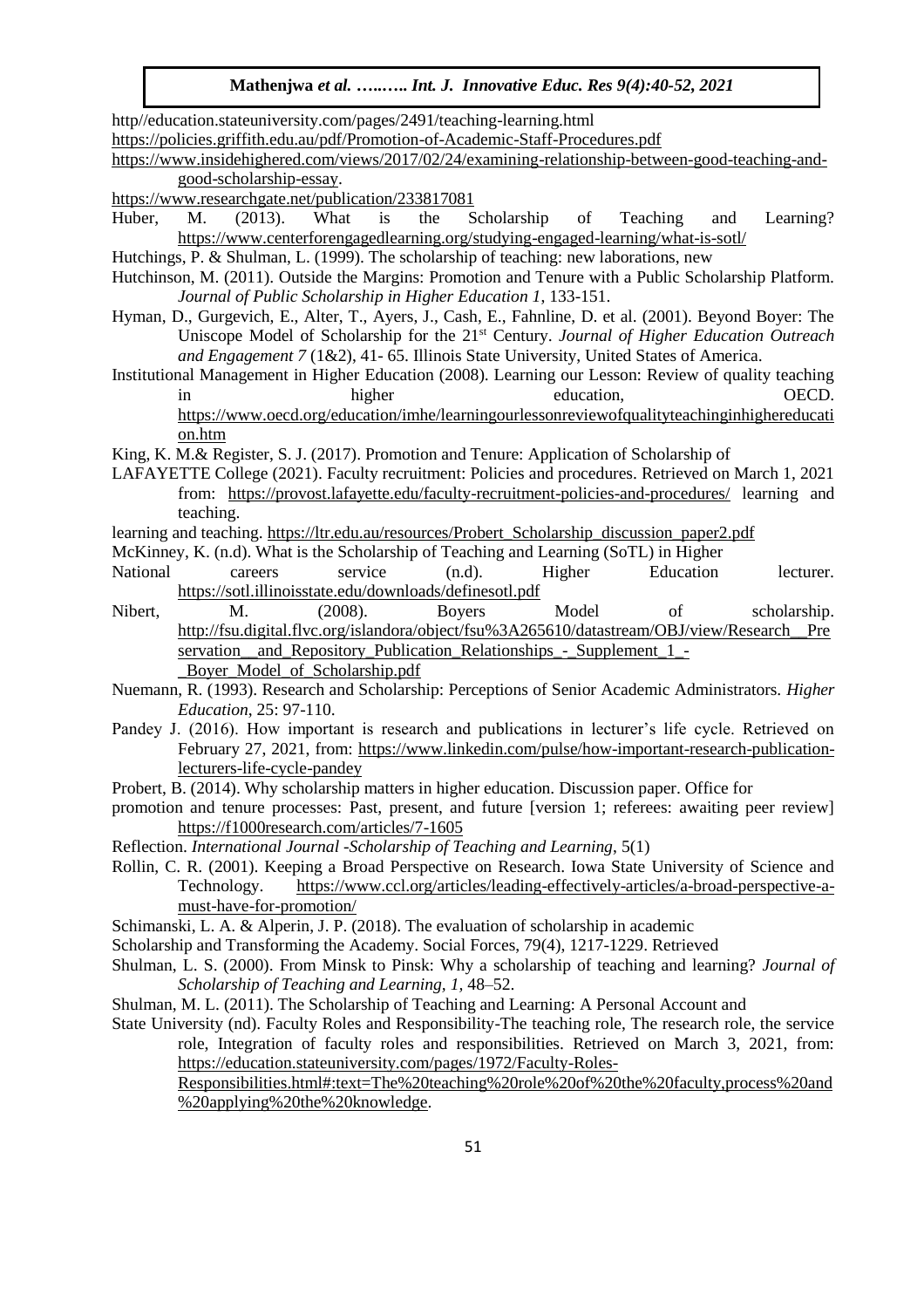http//education.stateuniversity.com/pages/2491/teaching-learning.html

https://policies.griffith.edu.au/pdf/Promotion-of-Academic-Staff-Procedures.pdf

https://www.insidehighered.com/views/2017/02/24/examining-relationship-between-good-teaching-and-good-scholarship-essay.

https://www.researchgate.net/publication/233817081

Huber, M. (2013). What is the Scholarship of Teaching and Learning? https://www.centerforengagedlearning.org/studying-engaged-learning/what-is-sotl/

Hutchings, P. & Shulman, L. (1999). The scholarship of teaching: new laborations, new

Hutchinson, M. (2011). Outside the Margins: Promotion and Tenure with a Public Scholarship Platform. *Journal of Public Scholarship in Higher Education 1,* 133-151.

Hyman, D., Gurgevich, E., Alter, T., Ayers, J., Cash, E., Fahnline, D. et al. (2001). Beyond Boyer: The Uniscope Model of Scholarship for the 21st Century. *Journal of Higher Education Outreach and Engagement 7* (1&2), 41- 65. Illinois State University, United States of America.

Institutional Management in Higher Education (2008). Learning our Lesson: Review of quality teaching in higher education, OECD. https://www.oecd.org/education/imhe/learningourlessonreviewofqualityteachinginhighereducation.htm

King, K. M.& Register, S. J. (2017). Promotion and Tenure: Application of Scholarship of

LAFAYETTE College (2021). Faculty recruitment: Policies and procedures. Retrieved on March 1, 2021 from: https://provost.lafayette.edu/faculty-recruitment-policies-and-procedures/ learning and teaching.

learning and teaching. https://ltr.edu.au/resources/Probert_Scholarship_discussion_paper2.pdf

McKinney, K. (n.d). What is the Scholarship of Teaching and Learning (SoTL) in Higher

National careers service (n.d). Higher Education lecturer. https://sotl.illinoisstate.edu/downloads/definesotl.pdf

Nibert, M. (2008). Boyers Model of scholarship. http://fsu.digital.flvc.org/islandora/object/fsu%3A265610/datastream/OBJ/view/Research__Preservation__and_Repository_Publication_Relationships_-_Supplement_1_-_Boyer_Model_of_Scholarship.pdf

Nuemann, R. (1993). Research and Scholarship: Perceptions of Senior Academic Administrators. *Higher Education*, 25: 97-110.

Pandey J. (2016). How important is research and publications in lecturer's life cycle. Retrieved on February 27, 2021, from: https://www.linkedin.com/pulse/how-important-research-publication-lecturers-life-cycle-pandey

Probert, B. (2014). Why scholarship matters in higher education. Discussion paper. Office for

promotion and tenure processes: Past, present, and future [version 1; referees: awaiting peer review] https://f1000research.com/articles/7-1605

Reflection. *International Journal -Scholarship of Teaching and Learning*, 5(1)

Rollin, C. R. (2001). Keeping a Broad Perspective on Research. Iowa State University of Science and Technology. https://www.ccl.org/articles/leading-effectively-articles/a-broad-perspective-a-must-have-for-promotion/

Schimanski, L. A. & Alperin, J. P. (2018). The evaluation of scholarship in academic

Scholarship and Transforming the Academy. Social Forces, 79(4), 1217-1229. Retrieved

Shulman, L. S. (2000). From Minsk to Pinsk: Why a scholarship of teaching and learning? *Journal of Scholarship of Teaching and Learning, 1,* 48–52.

Shulman, M. L. (2011). The Scholarship of Teaching and Learning: A Personal Account and

State University (nd). Faculty Roles and Responsibility-The teaching role, The research role, the service role, Integration of faculty roles and responsibilities. Retrieved on March 3, 2021, from: https://education.stateuniversity.com/pages/1972/Faculty-Roles-Responsibilities.html#:text=The%20teaching%20role%20of%20the%20faculty,process%20and%20applying%20the%20knowledge.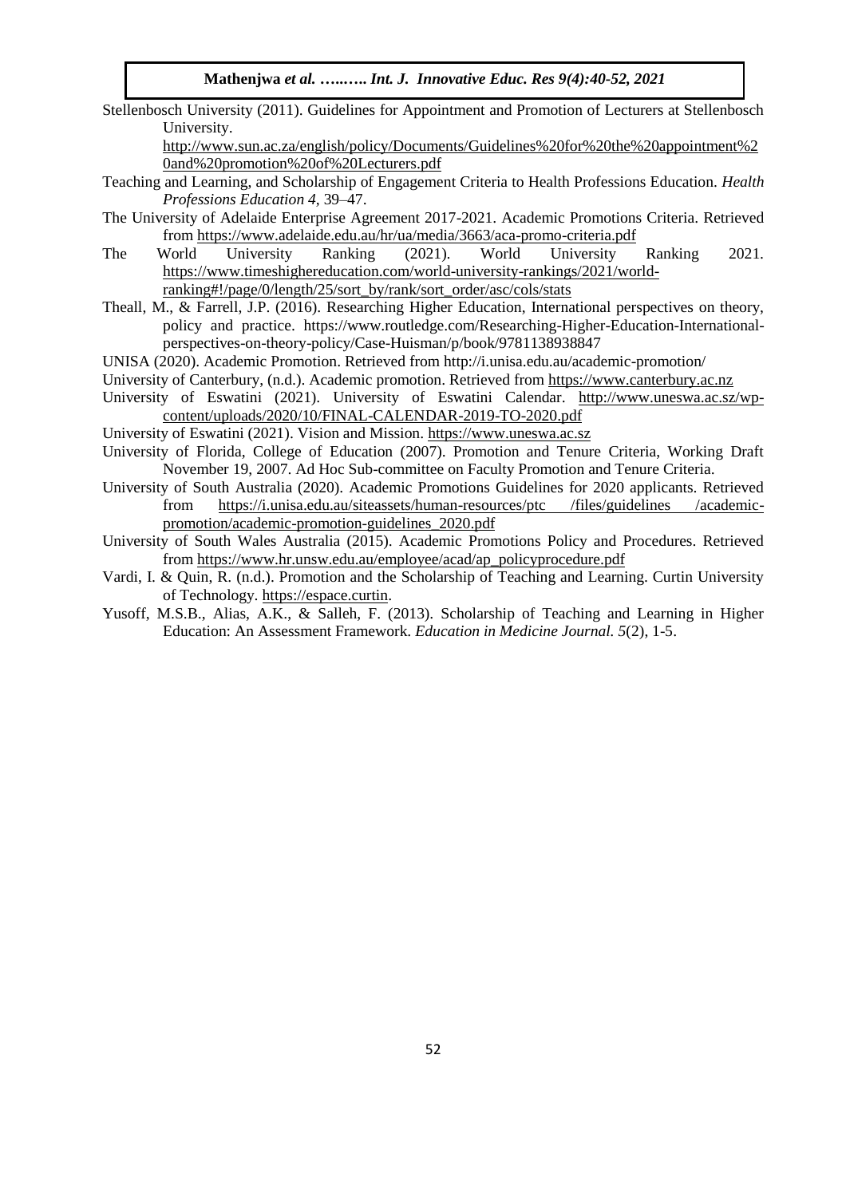Stellenbosch University (2011). Guidelines for Appointment and Promotion of Lecturers at Stellenbosch University. http://www.sun.ac.za/english/policy/Documents/Guidelines%20for%20the%20appointment%20and%20promotion%20of%20Lecturers.pdf

Teaching and Learning, and Scholarship of Engagement Criteria to Health Professions Education. *Health Professions Education 4,* 39–47.

The University of Adelaide Enterprise Agreement 2017-2021. Academic Promotions Criteria. Retrieved from https://www.adelaide.edu.au/hr/ua/media/3663/aca-promo-criteria.pdf

The World University Ranking (2021). World University Ranking 2021. https://www.timeshighereducation.com/world-university-rankings/2021/world-ranking#!/page/0/length/25/sort_by/rank/sort_order/asc/cols/stats

Theall, M., & Farrell, J.P. (2016). Researching Higher Education, International perspectives on theory, policy and practice. https://www.routledge.com/Researching-Higher-Education-International-perspectives-on-theory-policy/Case-Huisman/p/book/9781138938847

UNISA (2020). Academic Promotion. Retrieved from http://i.unisa.edu.au/academic-promotion/

University of Canterbury, (n.d.). Academic promotion. Retrieved from https://www.canterbury.ac.nz

University of Eswatini (2021). University of Eswatini Calendar. http://www.uneswa.ac.sz/wp-content/uploads/2020/10/FINAL-CALENDAR-2019-TO-2020.pdf

University of Eswatini (2021). Vision and Mission. https://www.uneswa.ac.sz

University of Florida, College of Education (2007). Promotion and Tenure Criteria, Working Draft November 19, 2007. Ad Hoc Sub-committee on Faculty Promotion and Tenure Criteria.

University of South Australia (2020). Academic Promotions Guidelines for 2020 applicants. Retrieved from https://i.unisa.edu.au/siteassets/human-resources/ptc /files/guidelines /academic-promotion/academic-promotion-guidelines_2020.pdf

University of South Wales Australia (2015). Academic Promotions Policy and Procedures. Retrieved from https://www.hr.unsw.edu.au/employee/acad/ap_policyprocedure.pdf

Vardi, I. & Quin, R. (n.d.). Promotion and the Scholarship of Teaching and Learning. Curtin University of Technology. https://espace.curtin.

Yusoff, M.S.B., Alias, A.K., & Salleh, F. (2013). Scholarship of Teaching and Learning in Higher Education: An Assessment Framework. *Education in Medicine Journal. 5*(2), 1-5.